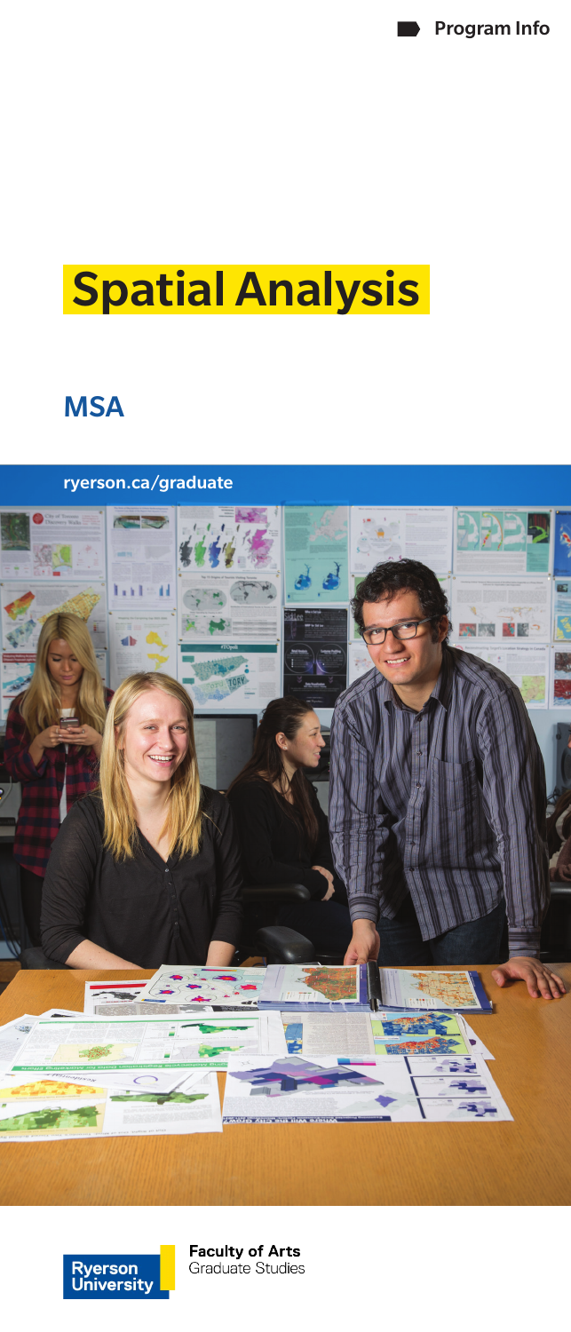Program Info

# Spatial Analysis

## MSA

ryerson.ca/graduate

Ryerson University

Faculty of Arts
Graduate Studies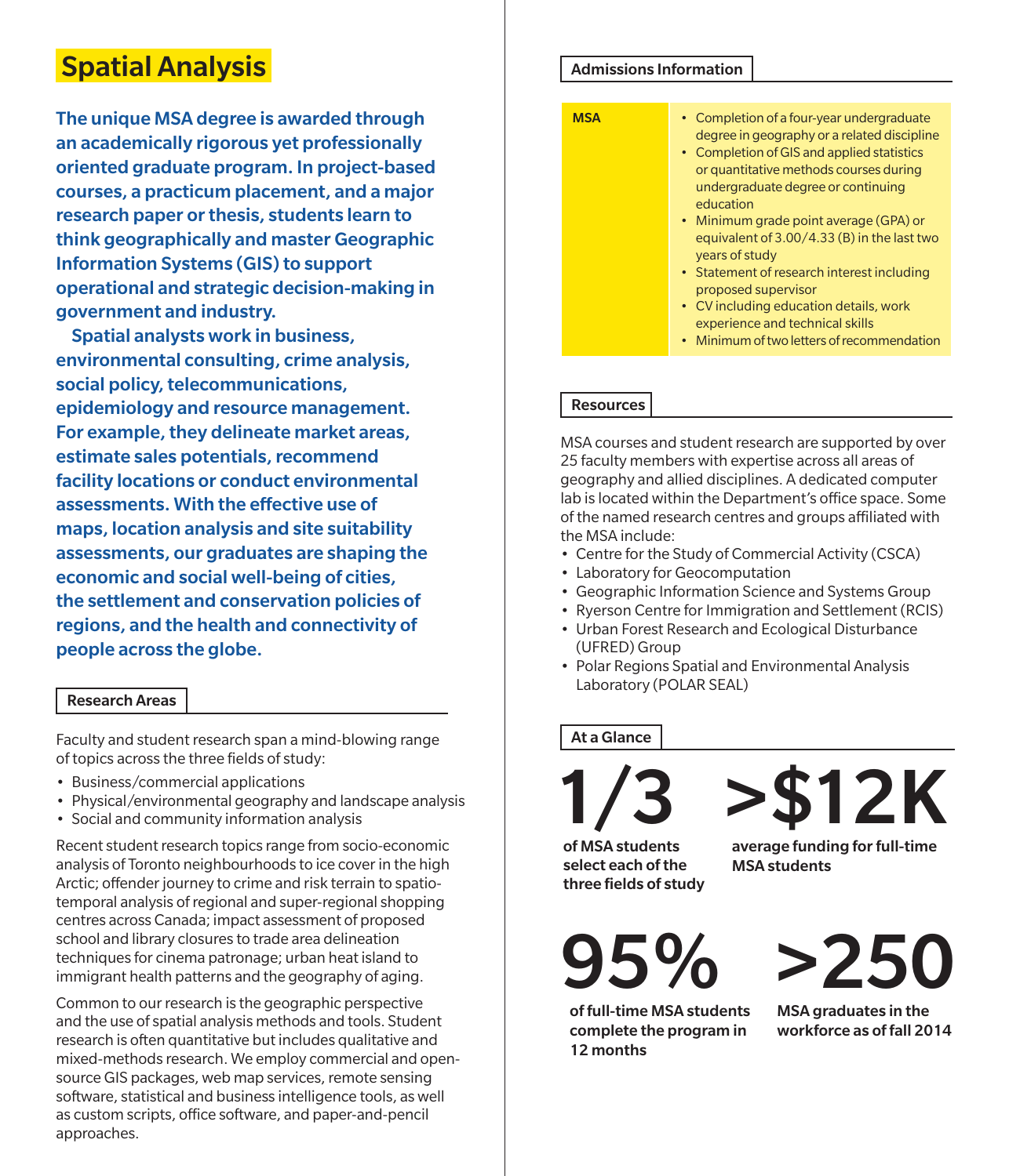# Spatial Analysis

**The unique MSA degree is awarded through an academically rigorous yet professionally oriented graduate program. In project-based courses, a practicum placement, and a major research paper or thesis, students learn to think geographically and master Geographic Information Systems (GIS) to support operational and strategic decision-making in government and industry.**

**Spatial analysts work in business, environmental consulting, crime analysis, social policy, telecommunications, epidemiology and resource management. For example, they delineate market areas, estimate sales potentials, recommend facility locations or conduct environmental assessments. With the effective use of maps, location analysis and site suitability assessments, our graduates are shaping the economic and social well-being of cities, the settlement and conservation policies of regions, and the health and connectivity of people across the globe.**

## Research Areas

Faculty and student research span a mind-blowing range of topics across the three fields of study:

- Business/commercial applications
- Physical/environmental geography and landscape analysis
- Social and community information analysis

Recent student research topics range from socio-economic analysis of Toronto neighbourhoods to ice cover in the high Arctic; offender journey to crime and risk terrain to spatio-temporal analysis of regional and super-regional shopping centres across Canada; impact assessment of proposed school and library closures to trade area delineation techniques for cinema patronage; urban heat island to immigrant health patterns and the geography of aging.

Common to our research is the geographic perspective and the use of spatial analysis methods and tools. Student research is often quantitative but includes qualitative and mixed-methods research. We employ commercial and open-source GIS packages, web map services, remote sensing software, statistical and business intelligence tools, as well as custom scripts, office software, and paper-and-pencil approaches.

## Admissions Information

| | |
|---|---|
| **MSA** | • Completion of a four-year undergraduate degree in geography or a related discipline<br>• Completion of GIS and applied statistics or quantitative methods courses during undergraduate degree or continuing education<br>• Minimum grade point average (GPA) or equivalent of 3.00/4.33 (B) in the last two years of study<br>• Statement of research interest including proposed supervisor<br>• CV including education details, work experience and technical skills<br>• Minimum of two letters of recommendation |

## Resources

MSA courses and student research are supported by over 25 faculty members with expertise across all areas of geography and allied disciplines. A dedicated computer lab is located within the Department's office space. Some of the named research centres and groups affiliated with the MSA include:

- Centre for the Study of Commercial Activity (CSCA)
- Laboratory for Geocomputation
- Geographic Information Science and Systems Group
- Ryerson Centre for Immigration and Settlement (RCIS)
- Urban Forest Research and Ecological Disturbance (UFRED) Group
- Polar Regions Spatial and Environmental Analysis Laboratory (POLAR SEAL)

## At a Glance

**1/3**
**of MSA students select each of the three fields of study**

**>$12K**
**average funding for full-time MSA students**

**95%**
**of full-time MSA students complete the program in 12 months**

**>250**
**MSA graduates in the workforce as of fall 2014**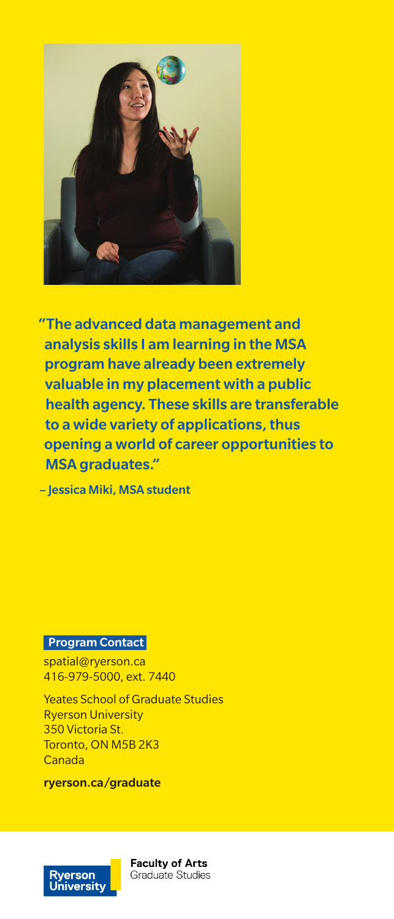**"The advanced data management and analysis skills I am learning in the MSA program have already been extremely valuable in my placement with a public health agency. These skills are transferable to a wide variety of applications, thus opening a world of career opportunities to MSA graduates."**

**– Jessica Miki, MSA student**

**Program Contact**

spatial@ryerson.ca
416-979-5000, ext. 7440

Yeates School of Graduate Studies
Ryerson University
350 Victoria St.
Toronto, ON M5B 2K3
Canada

**ryerson.ca/graduate**

Ryerson University

**Faculty of Arts**
Graduate Studies